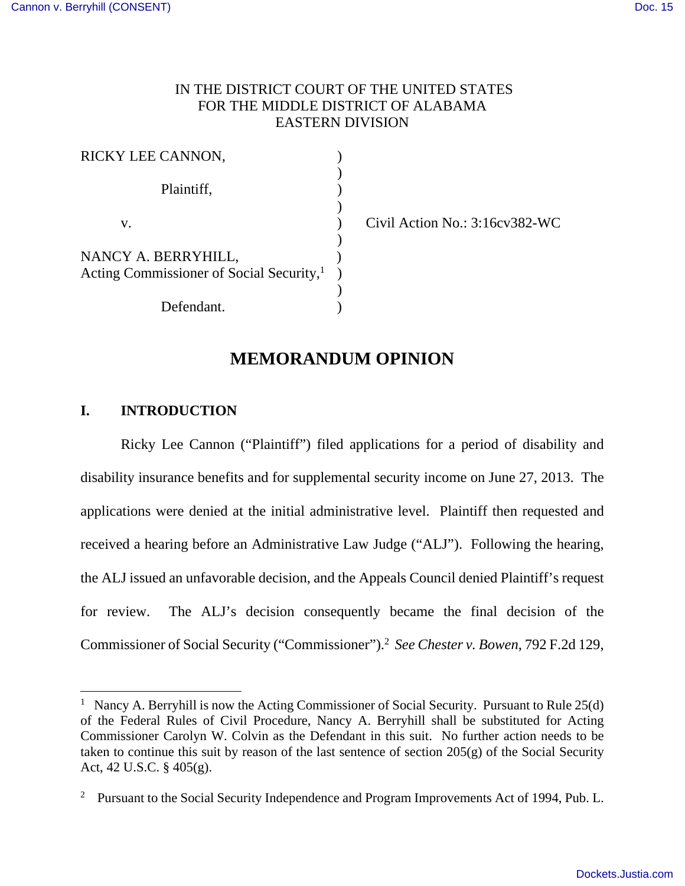IN THE DISTRICT COURT OF THE UNITED STATES
FOR THE MIDDLE DISTRICT OF ALABAMA
EASTERN DIVISION

| | | |
|---|---|---|
| RICKY LEE CANNON, | ) | |
| Plaintiff, | ) | |
| v. | ) | Civil Action No.: 3:16cv382-WC |
| NANCY A. BERRYHILL, Acting Commissioner of Social Security,[1] | ) | |
| Defendant. | ) | |

# MEMORANDUM OPINION

## I. INTRODUCTION

Ricky Lee Cannon ("Plaintiff") filed applications for a period of disability and disability insurance benefits and for supplemental security income on June 27, 2013. The applications were denied at the initial administrative level. Plaintiff then requested and received a hearing before an Administrative Law Judge ("ALJ"). Following the hearing, the ALJ issued an unfavorable decision, and the Appeals Council denied Plaintiff's request for review. The ALJ's decision consequently became the final decision of the Commissioner of Social Security ("Commissioner").[2] *See Chester v. Bowen*, 792 F.2d 129,

---

[1] Nancy A. Berryhill is now the Acting Commissioner of Social Security. Pursuant to Rule 25(d) of the Federal Rules of Civil Procedure, Nancy A. Berryhill shall be substituted for Acting Commissioner Carolyn W. Colvin as the Defendant in this suit. No further action needs to be taken to continue this suit by reason of the last sentence of section 205(g) of the Social Security Act, 42 U.S.C. § 405(g).

[2] Pursuant to the Social Security Independence and Program Improvements Act of 1994, Pub. L.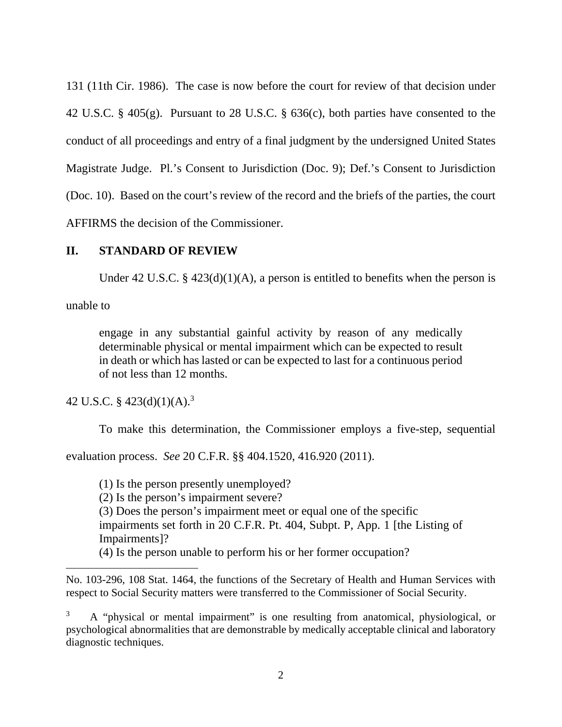131 (11th Cir. 1986). The case is now before the court for review of that decision under 42 U.S.C. § 405(g). Pursuant to 28 U.S.C. § 636(c), both parties have consented to the conduct of all proceedings and entry of a final judgment by the undersigned United States Magistrate Judge. Pl.'s Consent to Jurisdiction (Doc. 9); Def.'s Consent to Jurisdiction (Doc. 10). Based on the court's review of the record and the briefs of the parties, the court AFFIRMS the decision of the Commissioner.

## II. STANDARD OF REVIEW

Under 42 U.S.C. § 423(d)(1)(A), a person is entitled to benefits when the person is unable to

> engage in any substantial gainful activity by reason of any medically determinable physical or mental impairment which can be expected to result in death or which has lasted or can be expected to last for a continuous period of not less than 12 months.

42 U.S.C. § 423(d)(1)(A).[3]

To make this determination, the Commissioner employs a five-step, sequential evaluation process. *See* 20 C.F.R. §§ 404.1520, 416.920 (2011).

> (1) Is the person presently unemployed?
> (2) Is the person's impairment severe?
> (3) Does the person's impairment meet or equal one of the specific impairments set forth in 20 C.F.R. Pt. 404, Subpt. P, App. 1 [the Listing of Impairments]?
> (4) Is the person unable to perform his or her former occupation?

---

No. 103-296, 108 Stat. 1464, the functions of the Secretary of Health and Human Services with respect to Social Security matters were transferred to the Commissioner of Social Security.

[3] A "physical or mental impairment" is one resulting from anatomical, physiological, or psychological abnormalities that are demonstrable by medically acceptable clinical and laboratory diagnostic techniques.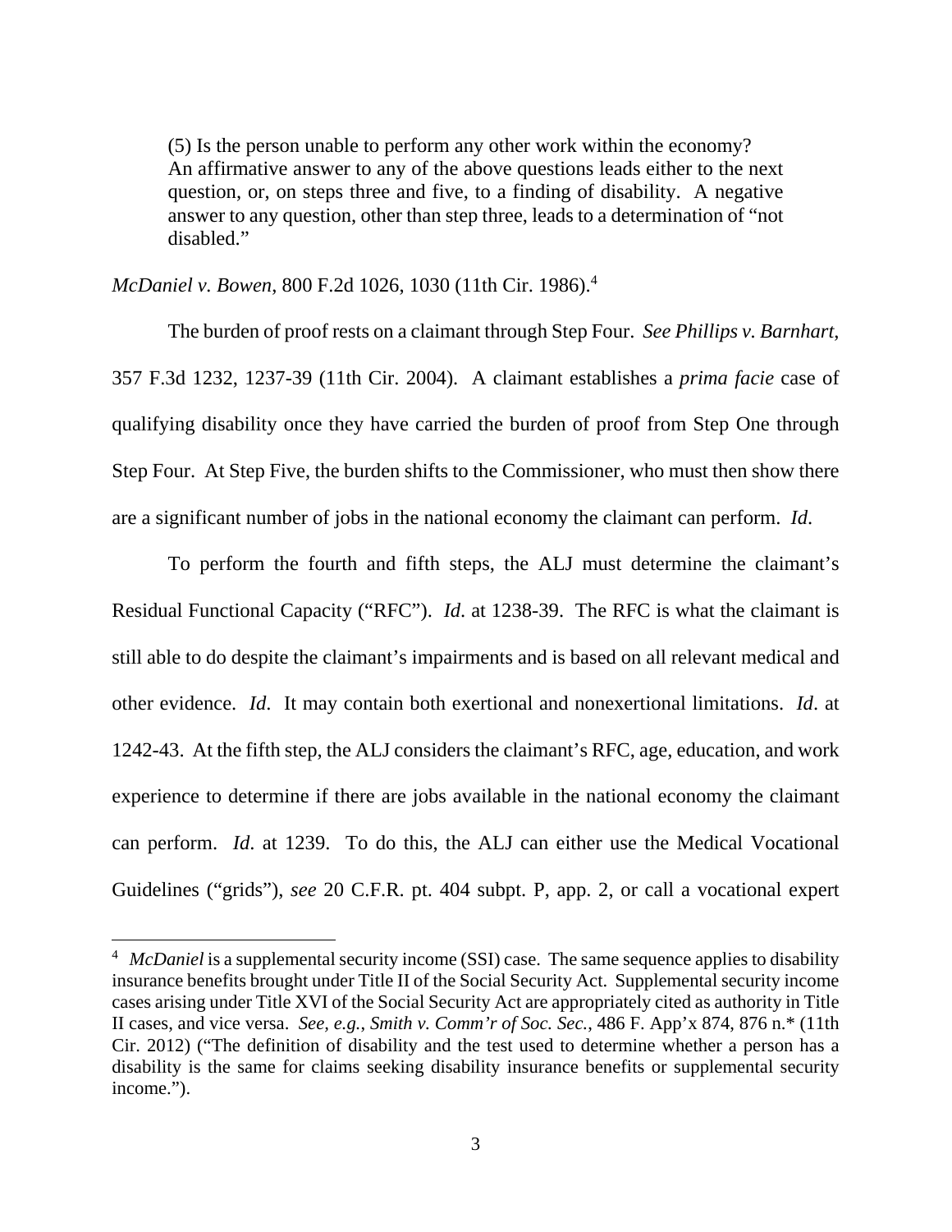> (5) Is the person unable to perform any other work within the economy? An affirmative answer to any of the above questions leads either to the next question, or, on steps three and five, to a finding of disability. A negative answer to any question, other than step three, leads to a determination of "not disabled."

*McDaniel v. Bowen*, 800 F.2d 1026, 1030 (11th Cir. 1986).[4]

The burden of proof rests on a claimant through Step Four. *See Phillips v. Barnhart*, 357 F.3d 1232, 1237-39 (11th Cir. 2004). A claimant establishes a *prima facie* case of qualifying disability once they have carried the burden of proof from Step One through Step Four. At Step Five, the burden shifts to the Commissioner, who must then show there are a significant number of jobs in the national economy the claimant can perform. *Id*.

To perform the fourth and fifth steps, the ALJ must determine the claimant's Residual Functional Capacity ("RFC"). *Id*. at 1238-39. The RFC is what the claimant is still able to do despite the claimant's impairments and is based on all relevant medical and other evidence. *Id*. It may contain both exertional and nonexertional limitations. *Id*. at 1242-43. At the fifth step, the ALJ considers the claimant's RFC, age, education, and work experience to determine if there are jobs available in the national economy the claimant can perform. *Id*. at 1239. To do this, the ALJ can either use the Medical Vocational Guidelines ("grids"), *see* 20 C.F.R. pt. 404 subpt. P, app. 2, or call a vocational expert

---

[4] *McDaniel* is a supplemental security income (SSI) case. The same sequence applies to disability insurance benefits brought under Title II of the Social Security Act. Supplemental security income cases arising under Title XVI of the Social Security Act are appropriately cited as authority in Title II cases, and vice versa. *See, e.g.*, *Smith v. Comm'r of Soc. Sec.*, 486 F. App'x 874, 876 n.* (11th Cir. 2012) ("The definition of disability and the test used to determine whether a person has a disability is the same for claims seeking disability insurance benefits or supplemental security income.").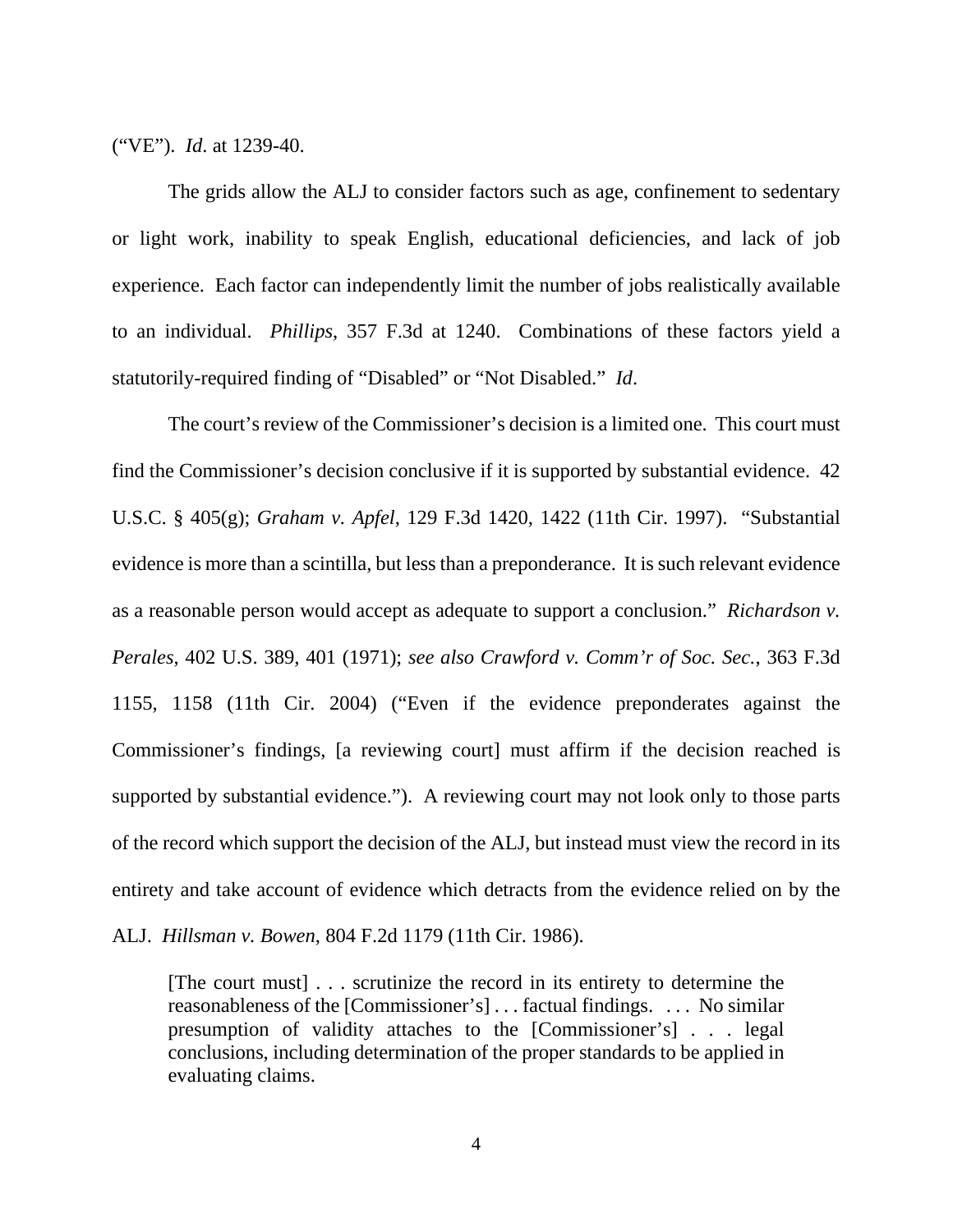("VE"). *Id*. at 1239-40.

The grids allow the ALJ to consider factors such as age, confinement to sedentary or light work, inability to speak English, educational deficiencies, and lack of job experience. Each factor can independently limit the number of jobs realistically available to an individual. *Phillips*, 357 F.3d at 1240. Combinations of these factors yield a statutorily-required finding of "Disabled" or "Not Disabled." *Id*.

The court's review of the Commissioner's decision is a limited one. This court must find the Commissioner's decision conclusive if it is supported by substantial evidence. 42 U.S.C. § 405(g); *Graham v. Apfel*, 129 F.3d 1420, 1422 (11th Cir. 1997). "Substantial evidence is more than a scintilla, but less than a preponderance. It is such relevant evidence as a reasonable person would accept as adequate to support a conclusion." *Richardson v. Perales*, 402 U.S. 389, 401 (1971); *see also Crawford v. Comm'r of Soc. Sec.*, 363 F.3d 1155, 1158 (11th Cir. 2004) ("Even if the evidence preponderates against the Commissioner's findings, [a reviewing court] must affirm if the decision reached is supported by substantial evidence."). A reviewing court may not look only to those parts of the record which support the decision of the ALJ, but instead must view the record in its entirety and take account of evidence which detracts from the evidence relied on by the ALJ. *Hillsman v. Bowen*, 804 F.2d 1179 (11th Cir. 1986).

> [The court must] . . . scrutinize the record in its entirety to determine the reasonableness of the [Commissioner's] . . . factual findings. . . . No similar presumption of validity attaches to the [Commissioner's] . . . legal conclusions, including determination of the proper standards to be applied in evaluating claims.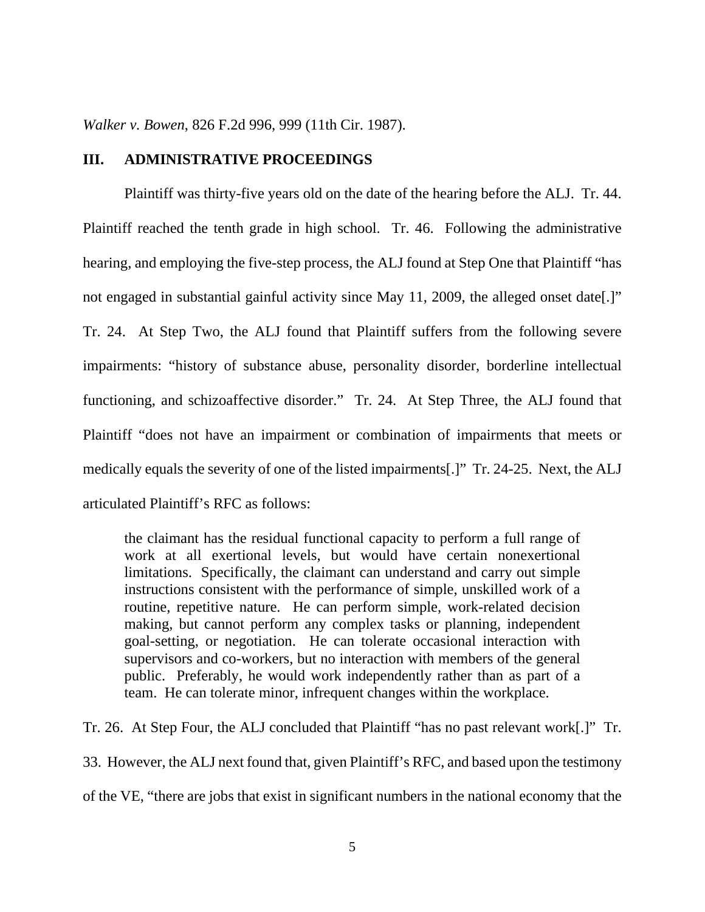*Walker v. Bowen*, 826 F.2d 996, 999 (11th Cir. 1987).

## III. ADMINISTRATIVE PROCEEDINGS

Plaintiff was thirty-five years old on the date of the hearing before the ALJ. Tr. 44. Plaintiff reached the tenth grade in high school. Tr. 46. Following the administrative hearing, and employing the five-step process, the ALJ found at Step One that Plaintiff "has not engaged in substantial gainful activity since May 11, 2009, the alleged onset date[.]" Tr. 24. At Step Two, the ALJ found that Plaintiff suffers from the following severe impairments: "history of substance abuse, personality disorder, borderline intellectual functioning, and schizoaffective disorder." Tr. 24. At Step Three, the ALJ found that Plaintiff "does not have an impairment or combination of impairments that meets or medically equals the severity of one of the listed impairments[.]" Tr. 24-25. Next, the ALJ articulated Plaintiff's RFC as follows:

> the claimant has the residual functional capacity to perform a full range of work at all exertional levels, but would have certain nonexertional limitations. Specifically, the claimant can understand and carry out simple instructions consistent with the performance of simple, unskilled work of a routine, repetitive nature. He can perform simple, work-related decision making, but cannot perform any complex tasks or planning, independent goal-setting, or negotiation. He can tolerate occasional interaction with supervisors and co-workers, but no interaction with members of the general public. Preferably, he would work independently rather than as part of a team. He can tolerate minor, infrequent changes within the workplace.

Tr. 26. At Step Four, the ALJ concluded that Plaintiff "has no past relevant work[.]" Tr. 33. However, the ALJ next found that, given Plaintiff's RFC, and based upon the testimony of the VE, "there are jobs that exist in significant numbers in the national economy that the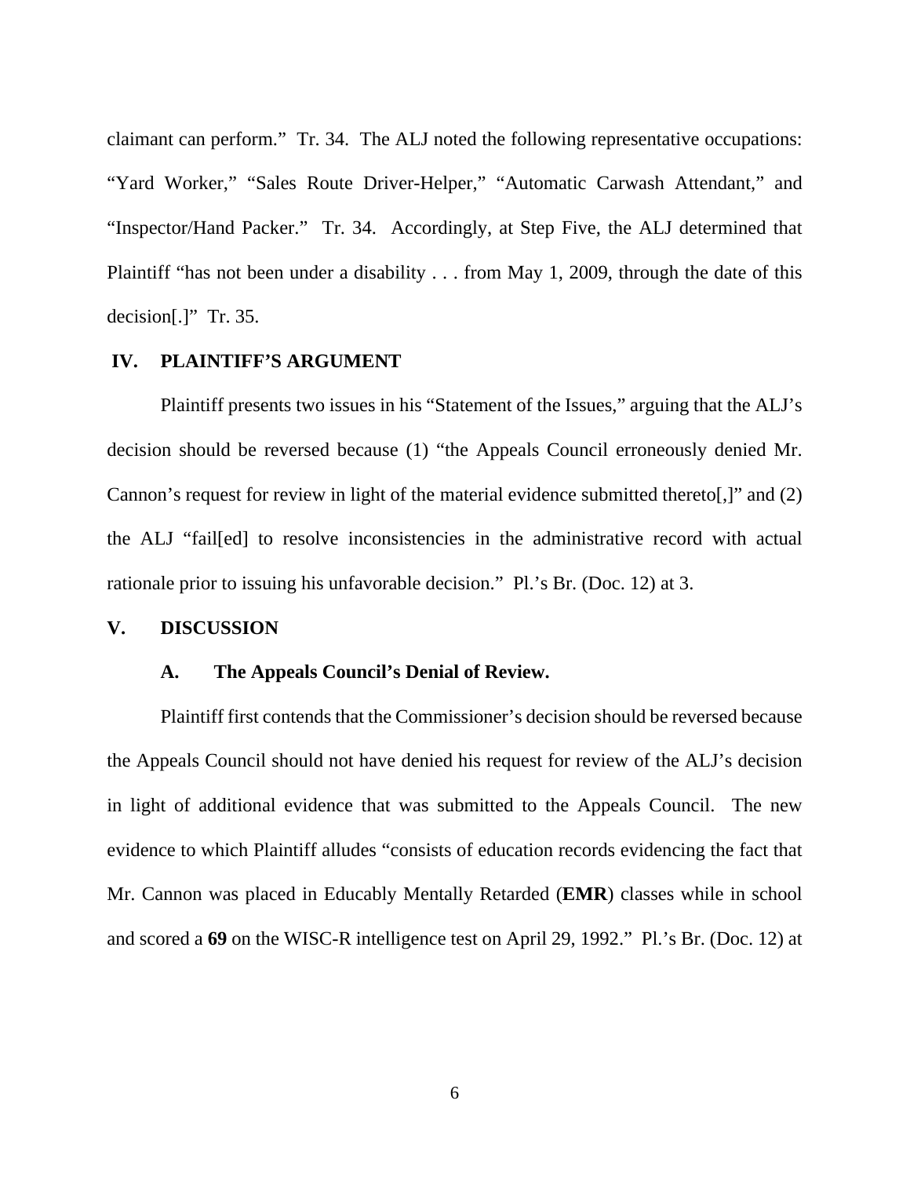claimant can perform." Tr. 34. The ALJ noted the following representative occupations: "Yard Worker," "Sales Route Driver-Helper," "Automatic Carwash Attendant," and "Inspector/Hand Packer." Tr. 34. Accordingly, at Step Five, the ALJ determined that Plaintiff "has not been under a disability . . . from May 1, 2009, through the date of this decision[.]" Tr. 35.

## IV. PLAINTIFF'S ARGUMENT

Plaintiff presents two issues in his "Statement of the Issues," arguing that the ALJ's decision should be reversed because (1) "the Appeals Council erroneously denied Mr. Cannon's request for review in light of the material evidence submitted thereto[,]" and (2) the ALJ "fail[ed] to resolve inconsistencies in the administrative record with actual rationale prior to issuing his unfavorable decision." Pl.'s Br. (Doc. 12) at 3.

## V. DISCUSSION

### A. The Appeals Council's Denial of Review.

Plaintiff first contends that the Commissioner's decision should be reversed because the Appeals Council should not have denied his request for review of the ALJ's decision in light of additional evidence that was submitted to the Appeals Council. The new evidence to which Plaintiff alludes "consists of education records evidencing the fact that Mr. Cannon was placed in Educably Mentally Retarded (**EMR**) classes while in school and scored a **69** on the WISC-R intelligence test on April 29, 1992." Pl.'s Br. (Doc. 12) at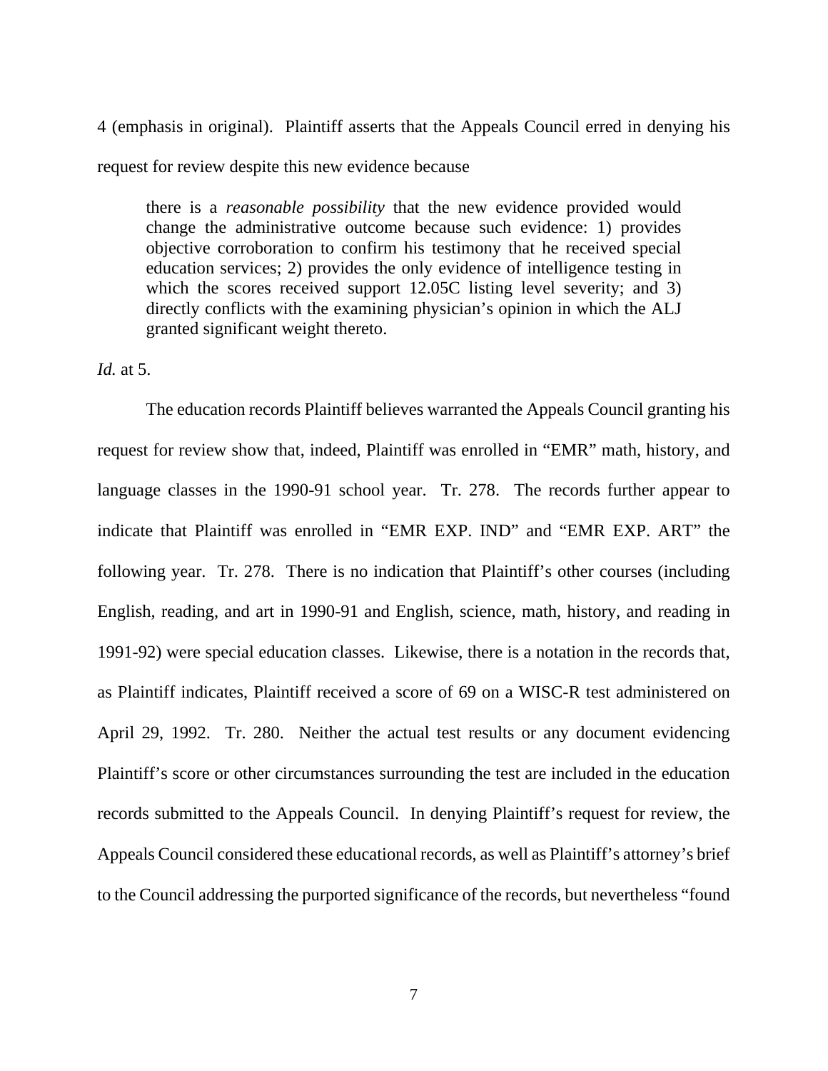4 (emphasis in original). Plaintiff asserts that the Appeals Council erred in denying his request for review despite this new evidence because

> there is a *reasonable possibility* that the new evidence provided would change the administrative outcome because such evidence: 1) provides objective corroboration to confirm his testimony that he received special education services; 2) provides the only evidence of intelligence testing in which the scores received support 12.05C listing level severity; and 3) directly conflicts with the examining physician's opinion in which the ALJ granted significant weight thereto.

*Id.* at 5.

The education records Plaintiff believes warranted the Appeals Council granting his request for review show that, indeed, Plaintiff was enrolled in "EMR" math, history, and language classes in the 1990-91 school year. Tr. 278. The records further appear to indicate that Plaintiff was enrolled in "EMR EXP. IND" and "EMR EXP. ART" the following year. Tr. 278. There is no indication that Plaintiff's other courses (including English, reading, and art in 1990-91 and English, science, math, history, and reading in 1991-92) were special education classes. Likewise, there is a notation in the records that, as Plaintiff indicates, Plaintiff received a score of 69 on a WISC-R test administered on April 29, 1992. Tr. 280. Neither the actual test results or any document evidencing Plaintiff's score or other circumstances surrounding the test are included in the education records submitted to the Appeals Council. In denying Plaintiff's request for review, the Appeals Council considered these educational records, as well as Plaintiff's attorney's brief to the Council addressing the purported significance of the records, but nevertheless "found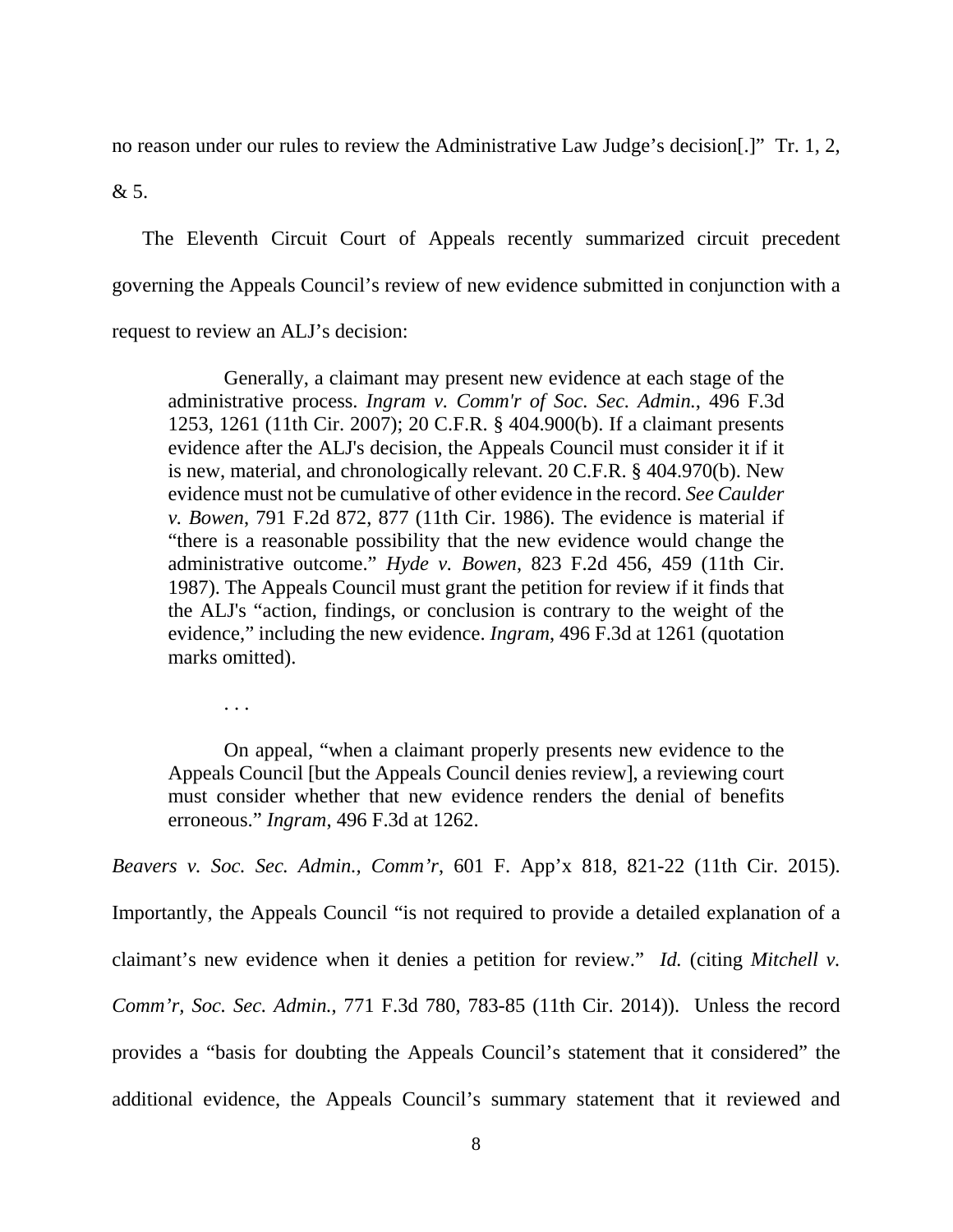no reason under our rules to review the Administrative Law Judge's decision[.]" Tr. 1, 2, & 5.

The Eleventh Circuit Court of Appeals recently summarized circuit precedent governing the Appeals Council's review of new evidence submitted in conjunction with a request to review an ALJ's decision:

> Generally, a claimant may present new evidence at each stage of the administrative process. *Ingram v. Comm'r of Soc. Sec. Admin.*, 496 F.3d 1253, 1261 (11th Cir. 2007); 20 C.F.R. § 404.900(b). If a claimant presents evidence after the ALJ's decision, the Appeals Council must consider it if it is new, material, and chronologically relevant. 20 C.F.R. § 404.970(b). New evidence must not be cumulative of other evidence in the record. *See Caulder v. Bowen*, 791 F.2d 872, 877 (11th Cir. 1986). The evidence is material if "there is a reasonable possibility that the new evidence would change the administrative outcome." *Hyde v. Bowen*, 823 F.2d 456, 459 (11th Cir. 1987). The Appeals Council must grant the petition for review if it finds that the ALJ's "action, findings, or conclusion is contrary to the weight of the evidence," including the new evidence. *Ingram*, 496 F.3d at 1261 (quotation marks omitted).
>
> . . .
>
> On appeal, "when a claimant properly presents new evidence to the Appeals Council [but the Appeals Council denies review], a reviewing court must consider whether that new evidence renders the denial of benefits erroneous." *Ingram*, 496 F.3d at 1262.

*Beavers v. Soc. Sec. Admin., Comm'r*, 601 F. App'x 818, 821-22 (11th Cir. 2015). Importantly, the Appeals Council "is not required to provide a detailed explanation of a claimant's new evidence when it denies a petition for review." *Id.* (citing *Mitchell v. Comm'r, Soc. Sec. Admin.*, 771 F.3d 780, 783-85 (11th Cir. 2014)). Unless the record provides a "basis for doubting the Appeals Council's statement that it considered" the additional evidence, the Appeals Council's summary statement that it reviewed and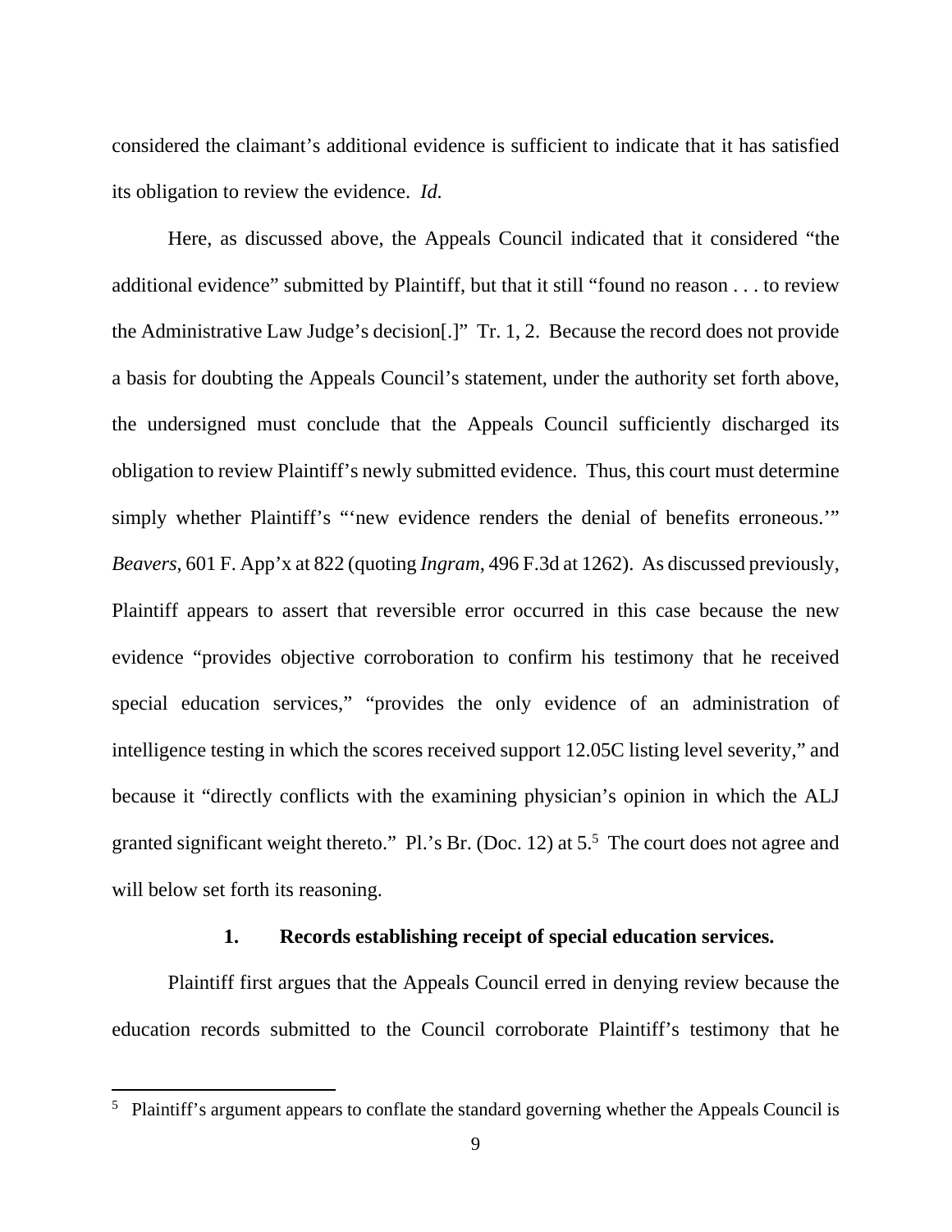considered the claimant's additional evidence is sufficient to indicate that it has satisfied its obligation to review the evidence. *Id.*

Here, as discussed above, the Appeals Council indicated that it considered "the additional evidence" submitted by Plaintiff, but that it still "found no reason . . . to review the Administrative Law Judge's decision[.]" Tr. 1, 2. Because the record does not provide a basis for doubting the Appeals Council's statement, under the authority set forth above, the undersigned must conclude that the Appeals Council sufficiently discharged its obligation to review Plaintiff's newly submitted evidence. Thus, this court must determine simply whether Plaintiff's "'new evidence renders the denial of benefits erroneous.'" *Beavers*, 601 F. App'x at 822 (quoting *Ingram*, 496 F.3d at 1262). As discussed previously, Plaintiff appears to assert that reversible error occurred in this case because the new evidence "provides objective corroboration to confirm his testimony that he received special education services," "provides the only evidence of an administration of intelligence testing in which the scores received support 12.05C listing level severity," and because it "directly conflicts with the examining physician's opinion in which the ALJ granted significant weight thereto." Pl.'s Br. (Doc. 12) at 5.[5] The court does not agree and will below set forth its reasoning.

### 1. Records establishing receipt of special education services.

Plaintiff first argues that the Appeals Council erred in denying review because the education records submitted to the Council corroborate Plaintiff's testimony that he

[5] Plaintiff's argument appears to conflate the standard governing whether the Appeals Council is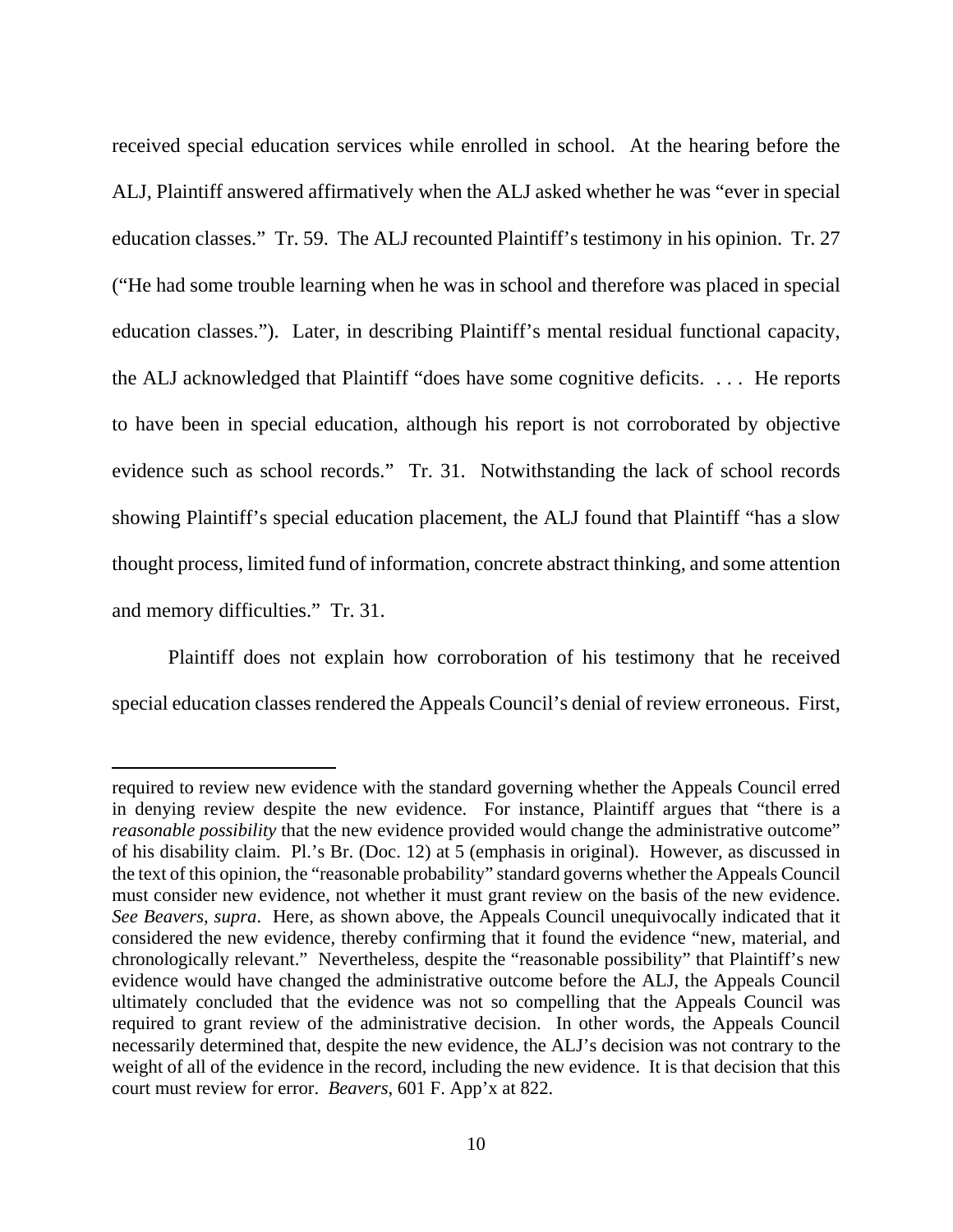received special education services while enrolled in school. At the hearing before the ALJ, Plaintiff answered affirmatively when the ALJ asked whether he was "ever in special education classes." Tr. 59. The ALJ recounted Plaintiff's testimony in his opinion. Tr. 27 ("He had some trouble learning when he was in school and therefore was placed in special education classes."). Later, in describing Plaintiff's mental residual functional capacity, the ALJ acknowledged that Plaintiff "does have some cognitive deficits. . . . He reports to have been in special education, although his report is not corroborated by objective evidence such as school records." Tr. 31. Notwithstanding the lack of school records showing Plaintiff's special education placement, the ALJ found that Plaintiff "has a slow thought process, limited fund of information, concrete abstract thinking, and some attention and memory difficulties." Tr. 31.

Plaintiff does not explain how corroboration of his testimony that he received special education classes rendered the Appeals Council's denial of review erroneous. First,

---

required to review new evidence with the standard governing whether the Appeals Council erred in denying review despite the new evidence. For instance, Plaintiff argues that "there is a *reasonable possibility* that the new evidence provided would change the administrative outcome" of his disability claim. Pl.'s Br. (Doc. 12) at 5 (emphasis in original). However, as discussed in the text of this opinion, the "reasonable probability" standard governs whether the Appeals Council must consider new evidence, not whether it must grant review on the basis of the new evidence. *See Beavers*, *supra*. Here, as shown above, the Appeals Council unequivocally indicated that it considered the new evidence, thereby confirming that it found the evidence "new, material, and chronologically relevant." Nevertheless, despite the "reasonable possibility" that Plaintiff's new evidence would have changed the administrative outcome before the ALJ, the Appeals Council ultimately concluded that the evidence was not so compelling that the Appeals Council was required to grant review of the administrative decision. In other words, the Appeals Council necessarily determined that, despite the new evidence, the ALJ's decision was not contrary to the weight of all of the evidence in the record, including the new evidence. It is that decision that this court must review for error. *Beavers*, 601 F. App'x at 822.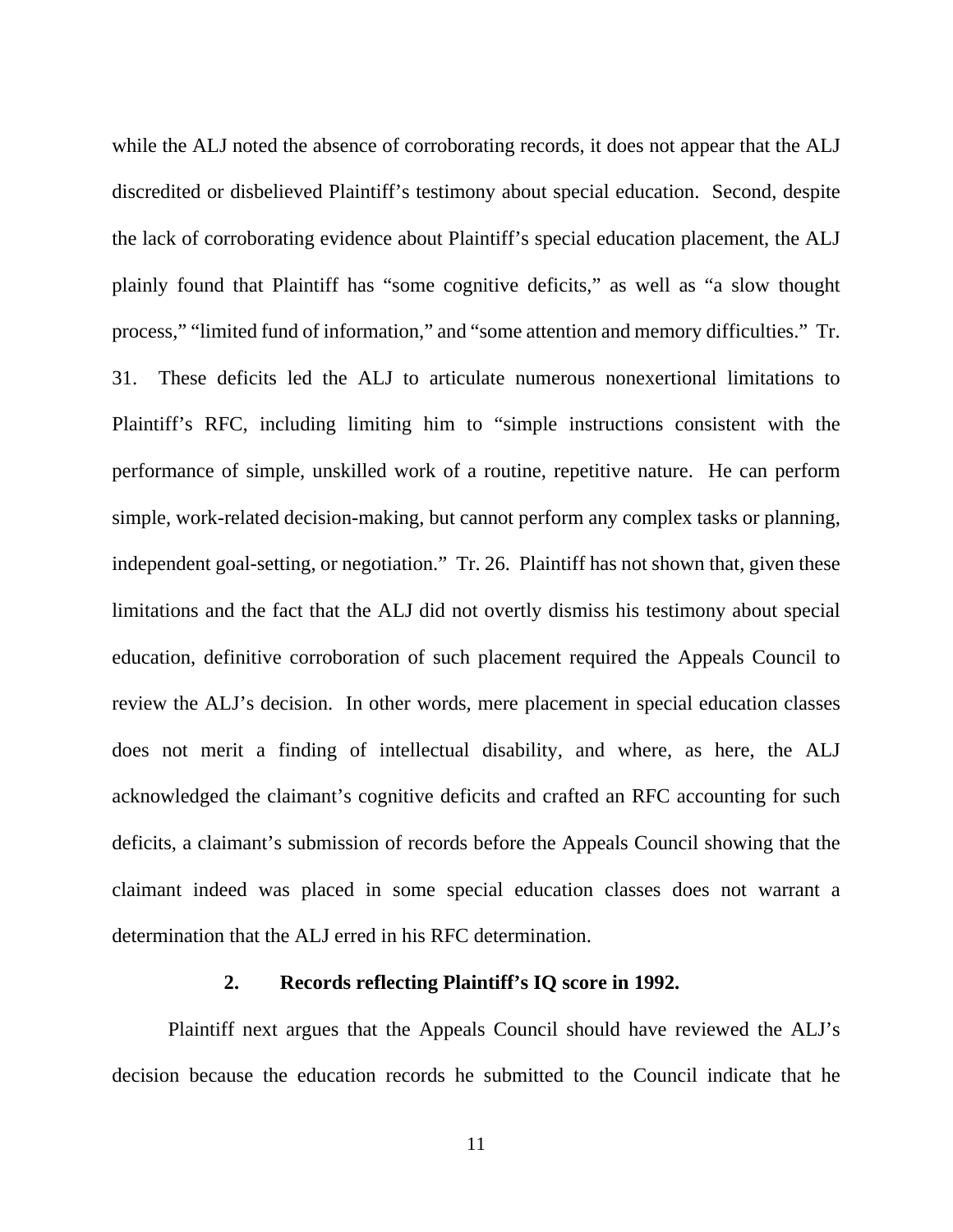while the ALJ noted the absence of corroborating records, it does not appear that the ALJ discredited or disbelieved Plaintiff's testimony about special education. Second, despite the lack of corroborating evidence about Plaintiff's special education placement, the ALJ plainly found that Plaintiff has "some cognitive deficits," as well as "a slow thought process," "limited fund of information," and "some attention and memory difficulties." Tr. 31. These deficits led the ALJ to articulate numerous nonexertional limitations to Plaintiff's RFC, including limiting him to "simple instructions consistent with the performance of simple, unskilled work of a routine, repetitive nature. He can perform simple, work-related decision-making, but cannot perform any complex tasks or planning, independent goal-setting, or negotiation." Tr. 26. Plaintiff has not shown that, given these limitations and the fact that the ALJ did not overtly dismiss his testimony about special education, definitive corroboration of such placement required the Appeals Council to review the ALJ's decision. In other words, mere placement in special education classes does not merit a finding of intellectual disability, and where, as here, the ALJ acknowledged the claimant's cognitive deficits and crafted an RFC accounting for such deficits, a claimant's submission of records before the Appeals Council showing that the claimant indeed was placed in some special education classes does not warrant a determination that the ALJ erred in his RFC determination.

**2. Records reflecting Plaintiff's IQ score in 1992.**

Plaintiff next argues that the Appeals Council should have reviewed the ALJ's decision because the education records he submitted to the Council indicate that he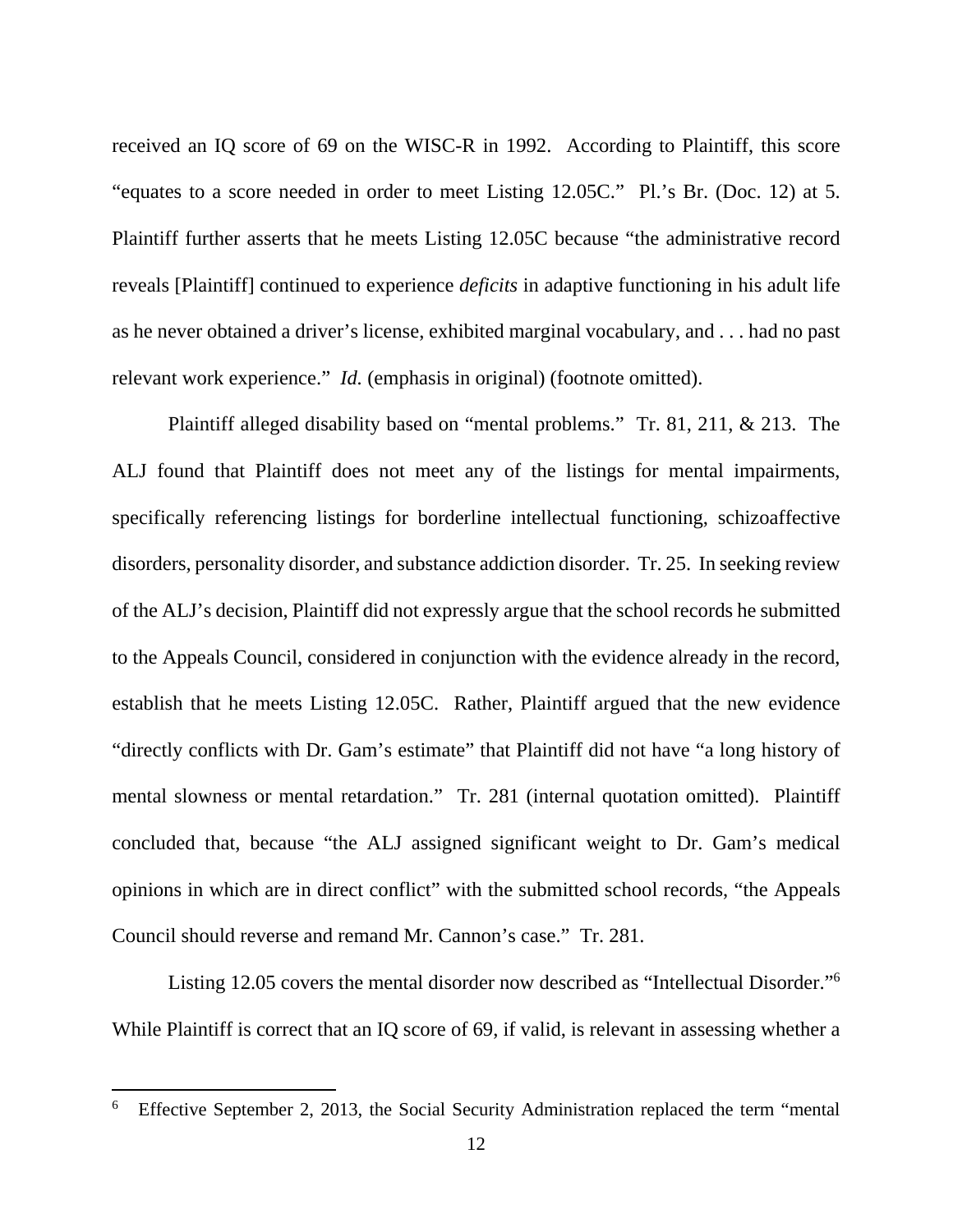received an IQ score of 69 on the WISC-R in 1992. According to Plaintiff, this score "equates to a score needed in order to meet Listing 12.05C." Pl.'s Br. (Doc. 12) at 5. Plaintiff further asserts that he meets Listing 12.05C because "the administrative record reveals [Plaintiff] continued to experience *deficits* in adaptive functioning in his adult life as he never obtained a driver's license, exhibited marginal vocabulary, and . . . had no past relevant work experience." *Id.* (emphasis in original) (footnote omitted).

Plaintiff alleged disability based on "mental problems." Tr. 81, 211, & 213. The ALJ found that Plaintiff does not meet any of the listings for mental impairments, specifically referencing listings for borderline intellectual functioning, schizoaffective disorders, personality disorder, and substance addiction disorder. Tr. 25. In seeking review of the ALJ's decision, Plaintiff did not expressly argue that the school records he submitted to the Appeals Council, considered in conjunction with the evidence already in the record, establish that he meets Listing 12.05C. Rather, Plaintiff argued that the new evidence "directly conflicts with Dr. Gam's estimate" that Plaintiff did not have "a long history of mental slowness or mental retardation." Tr. 281 (internal quotation omitted). Plaintiff concluded that, because "the ALJ assigned significant weight to Dr. Gam's medical opinions in which are in direct conflict" with the submitted school records, "the Appeals Council should reverse and remand Mr. Cannon's case." Tr. 281.

Listing 12.05 covers the mental disorder now described as "Intellectual Disorder."[6] While Plaintiff is correct that an IQ score of 69, if valid, is relevant in assessing whether a

[6] Effective September 2, 2013, the Social Security Administration replaced the term "mental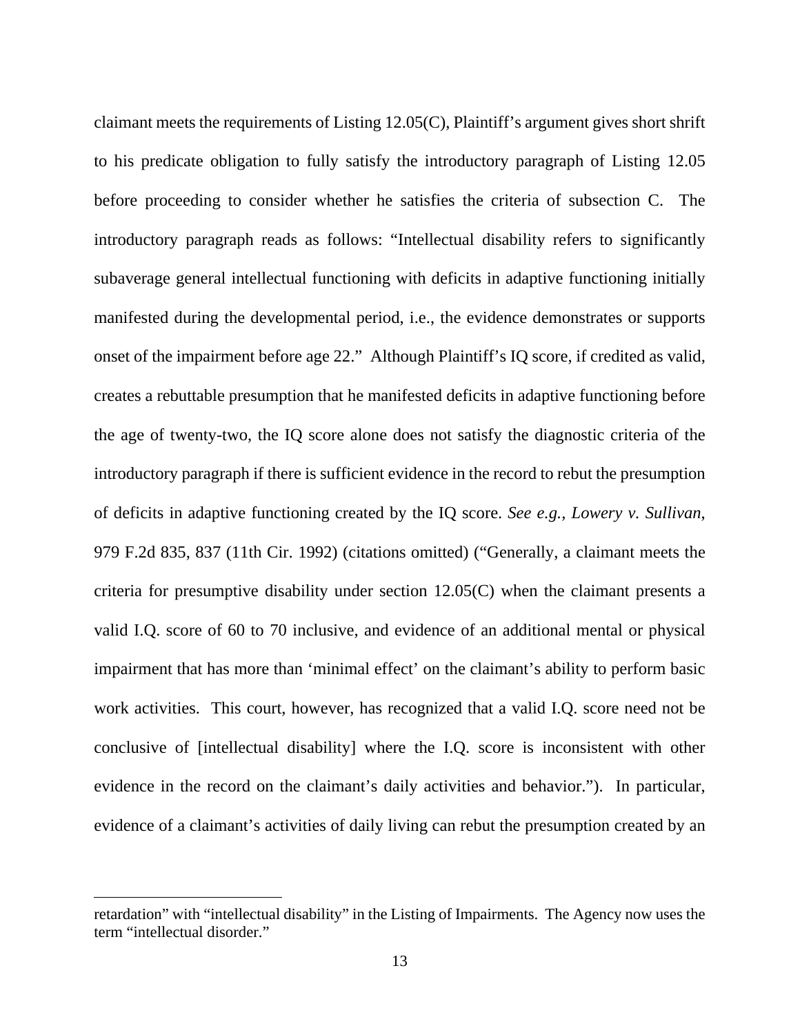claimant meets the requirements of Listing 12.05(C), Plaintiff's argument gives short shrift to his predicate obligation to fully satisfy the introductory paragraph of Listing 12.05 before proceeding to consider whether he satisfies the criteria of subsection C. The introductory paragraph reads as follows: "Intellectual disability refers to significantly subaverage general intellectual functioning with deficits in adaptive functioning initially manifested during the developmental period, i.e., the evidence demonstrates or supports onset of the impairment before age 22." Although Plaintiff's IQ score, if credited as valid, creates a rebuttable presumption that he manifested deficits in adaptive functioning before the age of twenty-two, the IQ score alone does not satisfy the diagnostic criteria of the introductory paragraph if there is sufficient evidence in the record to rebut the presumption of deficits in adaptive functioning created by the IQ score. *See e.g., Lowery v. Sullivan*, 979 F.2d 835, 837 (11th Cir. 1992) (citations omitted) ("Generally, a claimant meets the criteria for presumptive disability under section 12.05(C) when the claimant presents a valid I.Q. score of 60 to 70 inclusive, and evidence of an additional mental or physical impairment that has more than 'minimal effect' on the claimant's ability to perform basic work activities. This court, however, has recognized that a valid I.Q. score need not be conclusive of [intellectual disability] where the I.Q. score is inconsistent with other evidence in the record on the claimant's daily activities and behavior."). In particular, evidence of a claimant's activities of daily living can rebut the presumption created by an

---

retardation" with "intellectual disability" in the Listing of Impairments. The Agency now uses the term "intellectual disorder."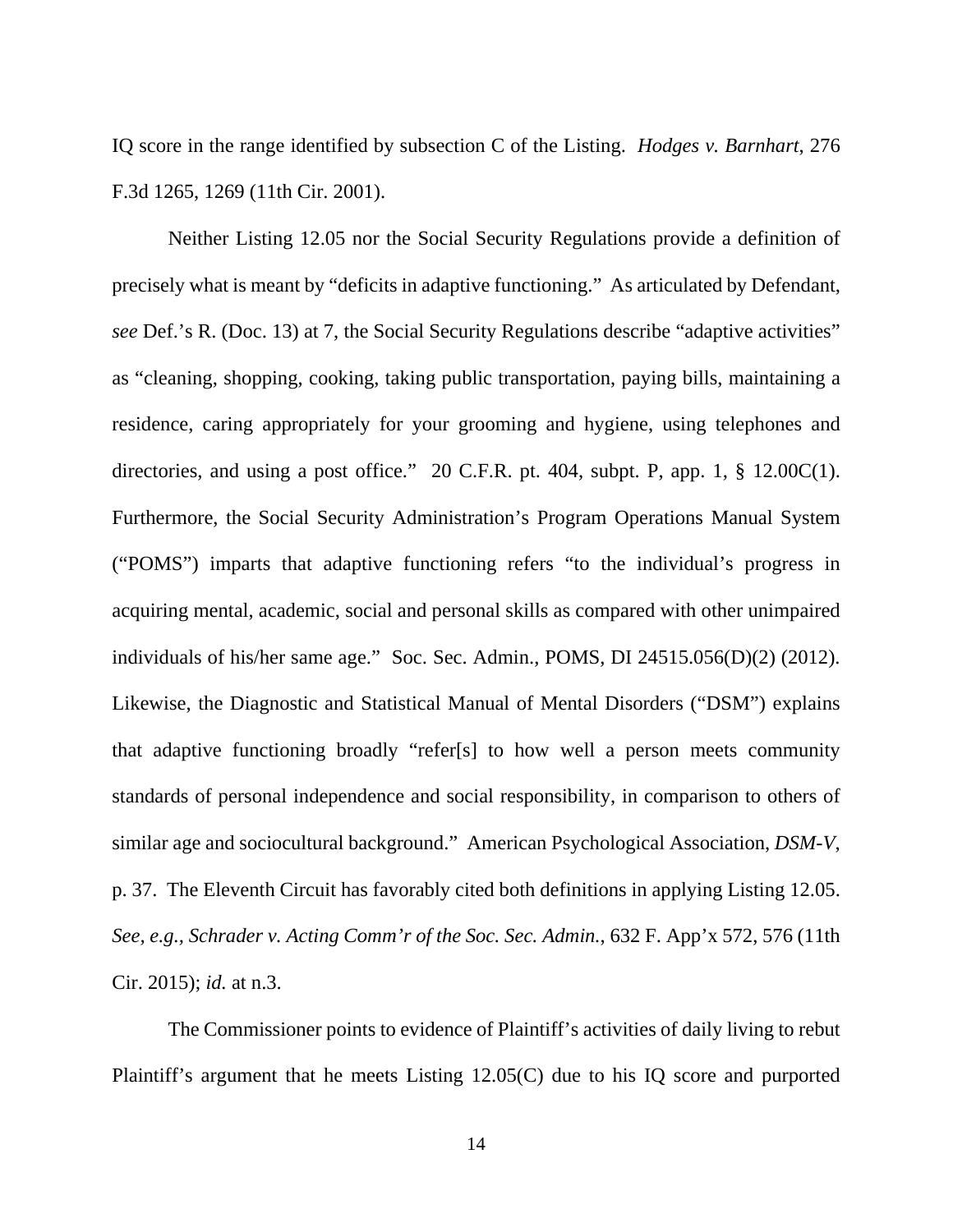IQ score in the range identified by subsection C of the Listing. *Hodges v. Barnhart*, 276 F.3d 1265, 1269 (11th Cir. 2001).

Neither Listing 12.05 nor the Social Security Regulations provide a definition of precisely what is meant by "deficits in adaptive functioning." As articulated by Defendant, *see* Def.'s R. (Doc. 13) at 7, the Social Security Regulations describe "adaptive activities" as "cleaning, shopping, cooking, taking public transportation, paying bills, maintaining a residence, caring appropriately for your grooming and hygiene, using telephones and directories, and using a post office." 20 C.F.R. pt. 404, subpt. P, app. 1, § 12.00C(1). Furthermore, the Social Security Administration's Program Operations Manual System ("POMS") imparts that adaptive functioning refers "to the individual's progress in acquiring mental, academic, social and personal skills as compared with other unimpaired individuals of his/her same age." Soc. Sec. Admin., POMS, DI 24515.056(D)(2) (2012). Likewise, the Diagnostic and Statistical Manual of Mental Disorders ("DSM") explains that adaptive functioning broadly "refer[s] to how well a person meets community standards of personal independence and social responsibility, in comparison to others of similar age and sociocultural background." American Psychological Association, *DSM-V*, p. 37. The Eleventh Circuit has favorably cited both definitions in applying Listing 12.05. *See, e.g.*, *Schrader v. Acting Comm'r of the Soc. Sec. Admin.*, 632 F. App'x 572, 576 (11th Cir. 2015); *id.* at n.3.

The Commissioner points to evidence of Plaintiff's activities of daily living to rebut Plaintiff's argument that he meets Listing 12.05(C) due to his IQ score and purported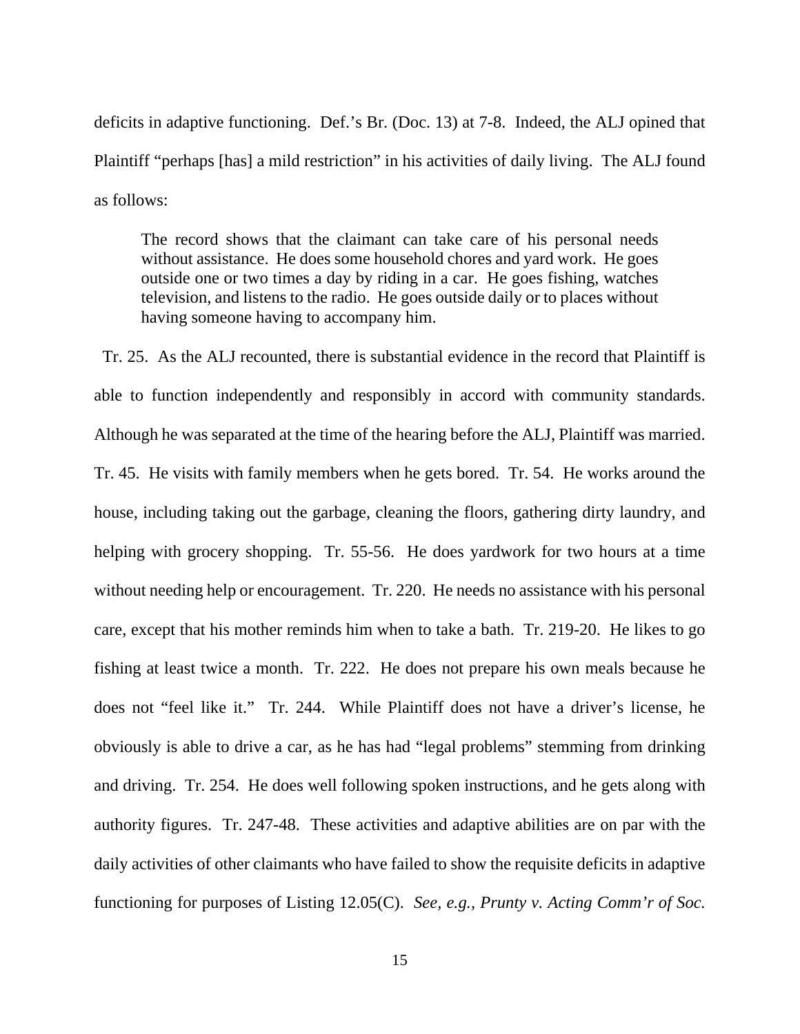deficits in adaptive functioning. Def.'s Br. (Doc. 13) at 7-8. Indeed, the ALJ opined that Plaintiff "perhaps [has] a mild restriction" in his activities of daily living. The ALJ found as follows:

> The record shows that the claimant can take care of his personal needs without assistance. He does some household chores and yard work. He goes outside one or two times a day by riding in a car. He goes fishing, watches television, and listens to the radio. He goes outside daily or to places without having someone having to accompany him.

Tr. 25. As the ALJ recounted, there is substantial evidence in the record that Plaintiff is able to function independently and responsibly in accord with community standards. Although he was separated at the time of the hearing before the ALJ, Plaintiff was married. Tr. 45. He visits with family members when he gets bored. Tr. 54. He works around the house, including taking out the garbage, cleaning the floors, gathering dirty laundry, and helping with grocery shopping. Tr. 55-56. He does yardwork for two hours at a time without needing help or encouragement. Tr. 220. He needs no assistance with his personal care, except that his mother reminds him when to take a bath. Tr. 219-20. He likes to go fishing at least twice a month. Tr. 222. He does not prepare his own meals because he does not "feel like it." Tr. 244. While Plaintiff does not have a driver's license, he obviously is able to drive a car, as he has had "legal problems" stemming from drinking and driving. Tr. 254. He does well following spoken instructions, and he gets along with authority figures. Tr. 247-48. These activities and adaptive abilities are on par with the daily activities of other claimants who have failed to show the requisite deficits in adaptive functioning for purposes of Listing 12.05(C). *See, e.g.*, *Prunty v. Acting Comm'r of Soc.*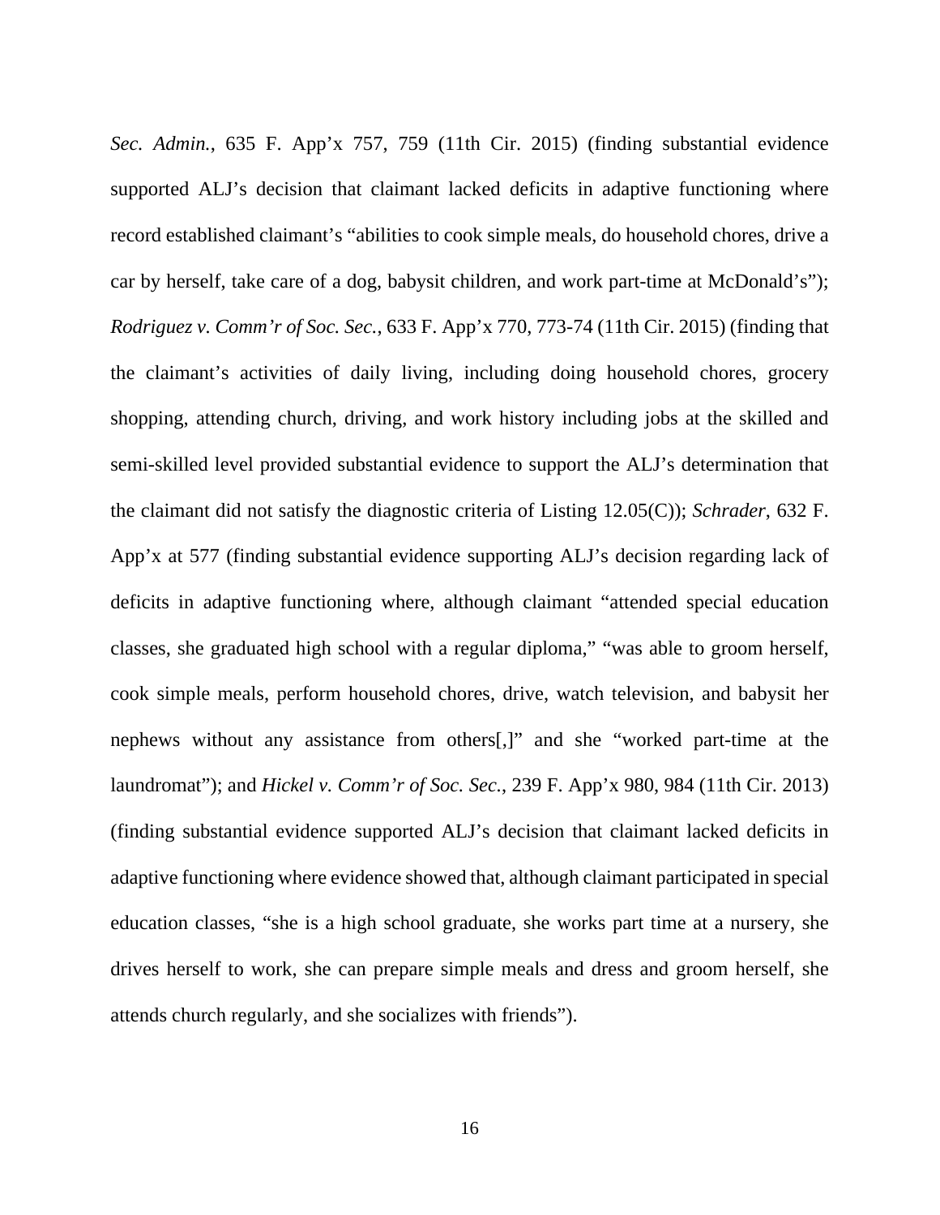*Sec. Admin.*, 635 F. App'x 757, 759 (11th Cir. 2015) (finding substantial evidence supported ALJ's decision that claimant lacked deficits in adaptive functioning where record established claimant's "abilities to cook simple meals, do household chores, drive a car by herself, take care of a dog, babysit children, and work part-time at McDonald's"); *Rodriguez v. Comm'r of Soc. Sec.*, 633 F. App'x 770, 773-74 (11th Cir. 2015) (finding that the claimant's activities of daily living, including doing household chores, grocery shopping, attending church, driving, and work history including jobs at the skilled and semi-skilled level provided substantial evidence to support the ALJ's determination that the claimant did not satisfy the diagnostic criteria of Listing 12.05(C)); *Schrader*, 632 F. App'x at 577 (finding substantial evidence supporting ALJ's decision regarding lack of deficits in adaptive functioning where, although claimant "attended special education classes, she graduated high school with a regular diploma," "was able to groom herself, cook simple meals, perform household chores, drive, watch television, and babysit her nephews without any assistance from others[,]" and she "worked part-time at the laundromat"); and *Hickel v. Comm'r of Soc. Sec.*, 239 F. App'x 980, 984 (11th Cir. 2013) (finding substantial evidence supported ALJ's decision that claimant lacked deficits in adaptive functioning where evidence showed that, although claimant participated in special education classes, "she is a high school graduate, she works part time at a nursery, she drives herself to work, she can prepare simple meals and dress and groom herself, she attends church regularly, and she socializes with friends").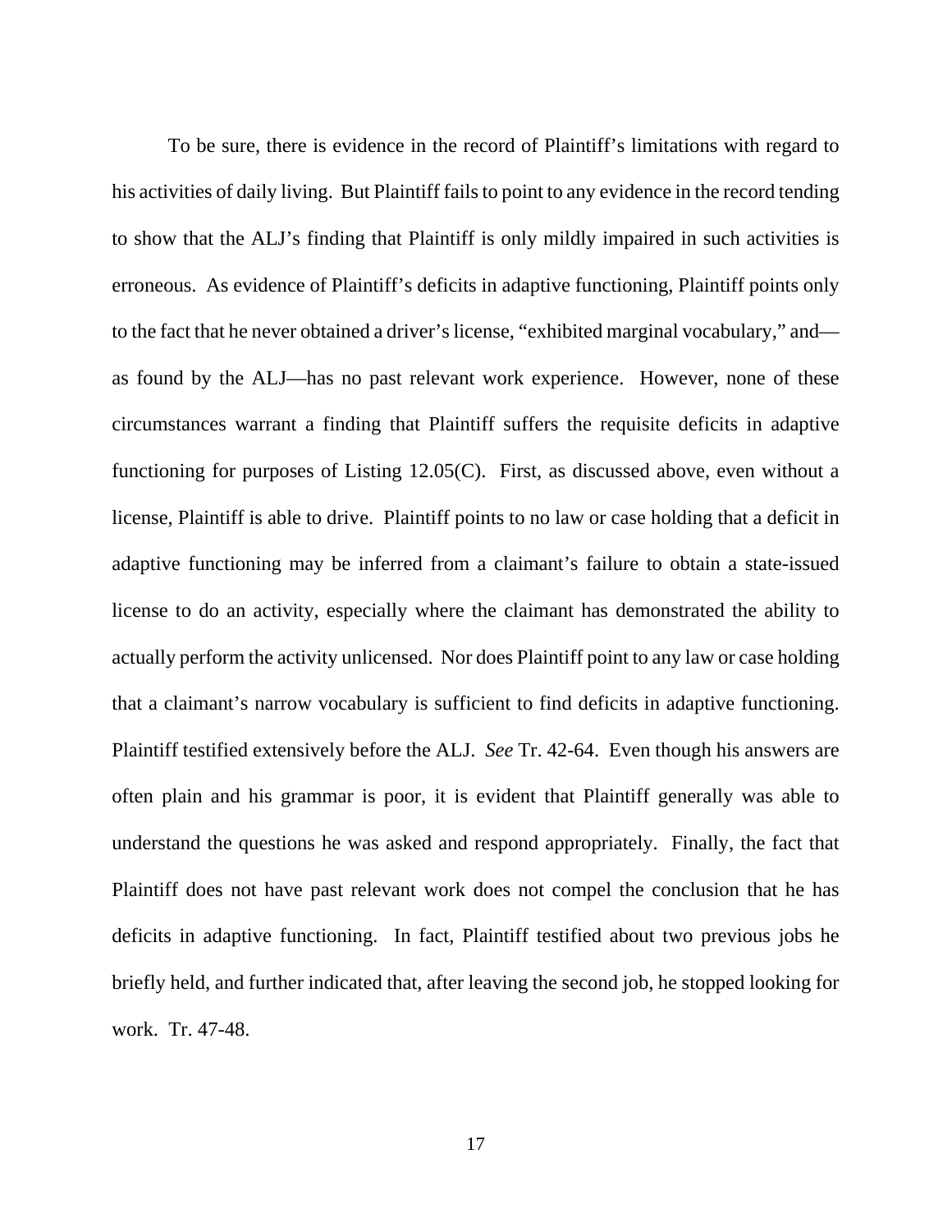To be sure, there is evidence in the record of Plaintiff's limitations with regard to his activities of daily living. But Plaintiff fails to point to any evidence in the record tending to show that the ALJ's finding that Plaintiff is only mildly impaired in such activities is erroneous. As evidence of Plaintiff's deficits in adaptive functioning, Plaintiff points only to the fact that he never obtained a driver's license, "exhibited marginal vocabulary," and—as found by the ALJ—has no past relevant work experience. However, none of these circumstances warrant a finding that Plaintiff suffers the requisite deficits in adaptive functioning for purposes of Listing 12.05(C). First, as discussed above, even without a license, Plaintiff is able to drive. Plaintiff points to no law or case holding that a deficit in adaptive functioning may be inferred from a claimant's failure to obtain a state-issued license to do an activity, especially where the claimant has demonstrated the ability to actually perform the activity unlicensed. Nor does Plaintiff point to any law or case holding that a claimant's narrow vocabulary is sufficient to find deficits in adaptive functioning. Plaintiff testified extensively before the ALJ. *See* Tr. 42-64. Even though his answers are often plain and his grammar is poor, it is evident that Plaintiff generally was able to understand the questions he was asked and respond appropriately. Finally, the fact that Plaintiff does not have past relevant work does not compel the conclusion that he has deficits in adaptive functioning. In fact, Plaintiff testified about two previous jobs he briefly held, and further indicated that, after leaving the second job, he stopped looking for work. Tr. 47-48.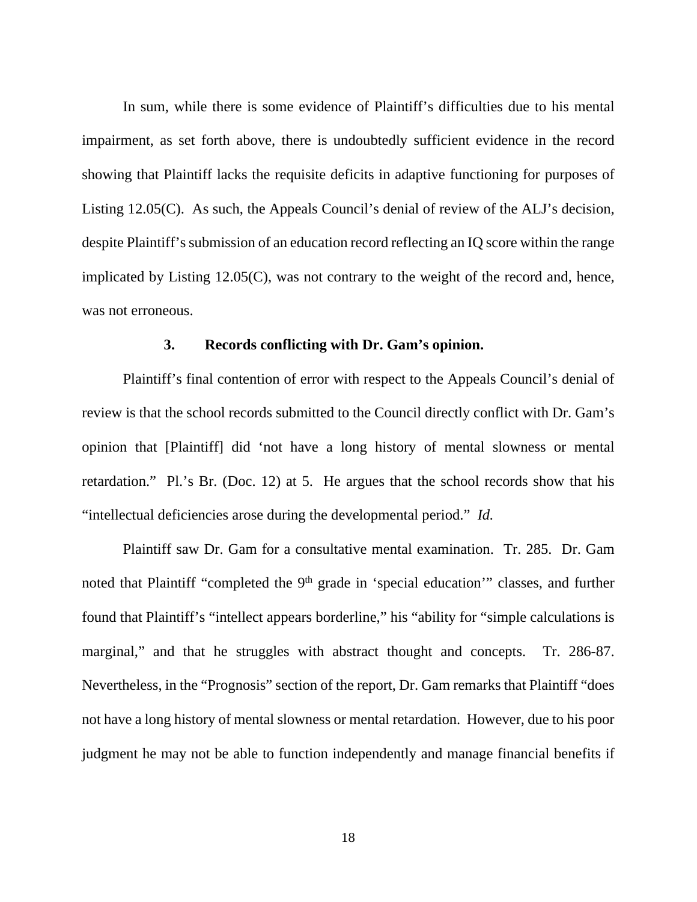In sum, while there is some evidence of Plaintiff's difficulties due to his mental impairment, as set forth above, there is undoubtedly sufficient evidence in the record showing that Plaintiff lacks the requisite deficits in adaptive functioning for purposes of Listing 12.05(C). As such, the Appeals Council's denial of review of the ALJ's decision, despite Plaintiff's submission of an education record reflecting an IQ score within the range implicated by Listing 12.05(C), was not contrary to the weight of the record and, hence, was not erroneous.

### 3. Records conflicting with Dr. Gam's opinion.

Plaintiff's final contention of error with respect to the Appeals Council's denial of review is that the school records submitted to the Council directly conflict with Dr. Gam's opinion that [Plaintiff] did 'not have a long history of mental slowness or mental retardation." Pl.'s Br. (Doc. 12) at 5. He argues that the school records show that his "intellectual deficiencies arose during the developmental period." *Id.*

Plaintiff saw Dr. Gam for a consultative mental examination. Tr. 285. Dr. Gam noted that Plaintiff "completed the 9th grade in 'special education'" classes, and further found that Plaintiff's "intellect appears borderline," his "ability for "simple calculations is marginal," and that he struggles with abstract thought and concepts. Tr. 286-87. Nevertheless, in the "Prognosis" section of the report, Dr. Gam remarks that Plaintiff "does not have a long history of mental slowness or mental retardation. However, due to his poor judgment he may not be able to function independently and manage financial benefits if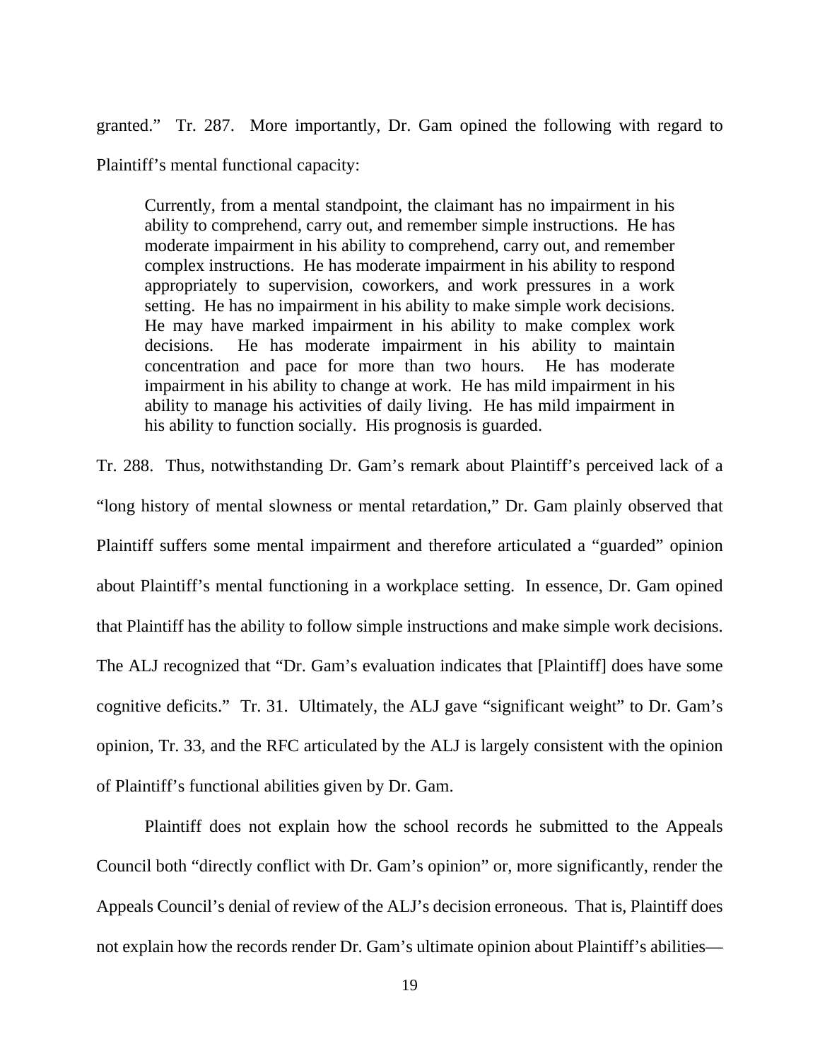granted." Tr. 287. More importantly, Dr. Gam opined the following with regard to Plaintiff's mental functional capacity:

> Currently, from a mental standpoint, the claimant has no impairment in his ability to comprehend, carry out, and remember simple instructions. He has moderate impairment in his ability to comprehend, carry out, and remember complex instructions. He has moderate impairment in his ability to respond appropriately to supervision, coworkers, and work pressures in a work setting. He has no impairment in his ability to make simple work decisions. He may have marked impairment in his ability to make complex work decisions. He has moderate impairment in his ability to maintain concentration and pace for more than two hours. He has moderate impairment in his ability to change at work. He has mild impairment in his ability to manage his activities of daily living. He has mild impairment in his ability to function socially. His prognosis is guarded.

Tr. 288. Thus, notwithstanding Dr. Gam's remark about Plaintiff's perceived lack of a "long history of mental slowness or mental retardation," Dr. Gam plainly observed that Plaintiff suffers some mental impairment and therefore articulated a "guarded" opinion about Plaintiff's mental functioning in a workplace setting. In essence, Dr. Gam opined that Plaintiff has the ability to follow simple instructions and make simple work decisions. The ALJ recognized that "Dr. Gam's evaluation indicates that [Plaintiff] does have some cognitive deficits." Tr. 31. Ultimately, the ALJ gave "significant weight" to Dr. Gam's opinion, Tr. 33, and the RFC articulated by the ALJ is largely consistent with the opinion of Plaintiff's functional abilities given by Dr. Gam.

Plaintiff does not explain how the school records he submitted to the Appeals Council both "directly conflict with Dr. Gam's opinion" or, more significantly, render the Appeals Council's denial of review of the ALJ's decision erroneous. That is, Plaintiff does not explain how the records render Dr. Gam's ultimate opinion about Plaintiff's abilities—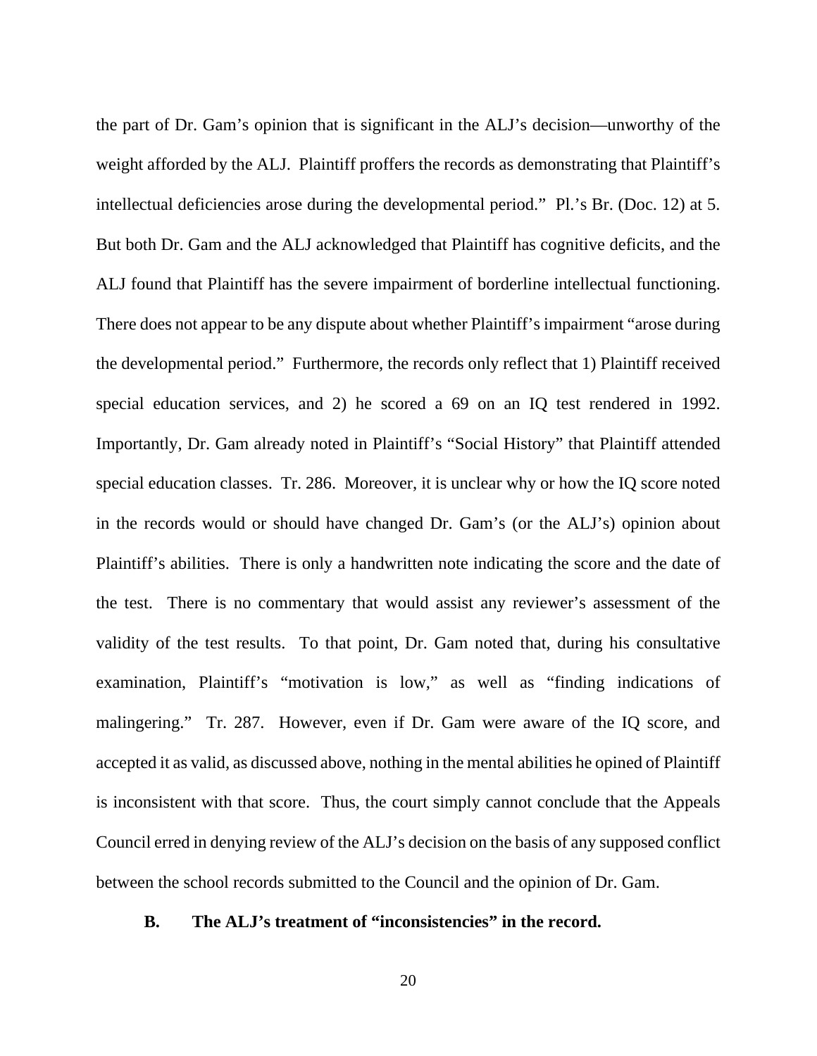the part of Dr. Gam's opinion that is significant in the ALJ's decision—unworthy of the weight afforded by the ALJ. Plaintiff proffers the records as demonstrating that Plaintiff's intellectual deficiencies arose during the developmental period." Pl.'s Br. (Doc. 12) at 5. But both Dr. Gam and the ALJ acknowledged that Plaintiff has cognitive deficits, and the ALJ found that Plaintiff has the severe impairment of borderline intellectual functioning. There does not appear to be any dispute about whether Plaintiff's impairment "arose during the developmental period." Furthermore, the records only reflect that 1) Plaintiff received special education services, and 2) he scored a 69 on an IQ test rendered in 1992. Importantly, Dr. Gam already noted in Plaintiff's "Social History" that Plaintiff attended special education classes. Tr. 286. Moreover, it is unclear why or how the IQ score noted in the records would or should have changed Dr. Gam's (or the ALJ's) opinion about Plaintiff's abilities. There is only a handwritten note indicating the score and the date of the test. There is no commentary that would assist any reviewer's assessment of the validity of the test results. To that point, Dr. Gam noted that, during his consultative examination, Plaintiff's "motivation is low," as well as "finding indications of malingering." Tr. 287. However, even if Dr. Gam were aware of the IQ score, and accepted it as valid, as discussed above, nothing in the mental abilities he opined of Plaintiff is inconsistent with that score. Thus, the court simply cannot conclude that the Appeals Council erred in denying review of the ALJ's decision on the basis of any supposed conflict between the school records submitted to the Council and the opinion of Dr. Gam.

**B. The ALJ's treatment of "inconsistencies" in the record.**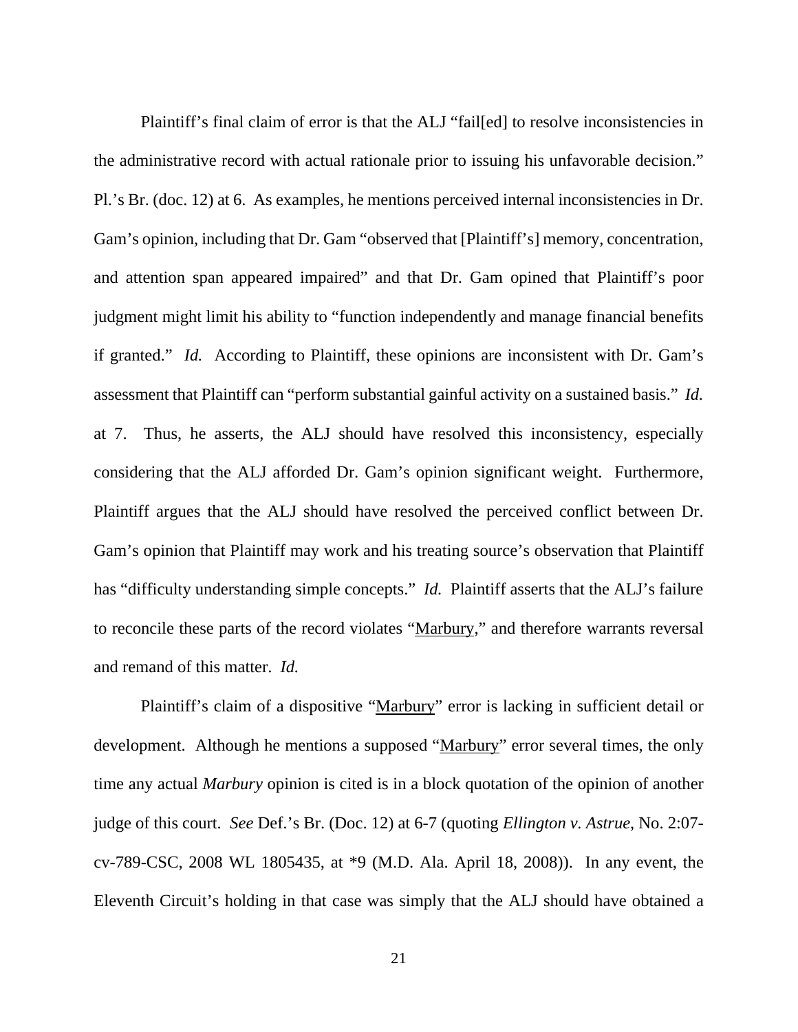Plaintiff's final claim of error is that the ALJ "fail[ed] to resolve inconsistencies in the administrative record with actual rationale prior to issuing his unfavorable decision." Pl.'s Br. (doc. 12) at 6. As examples, he mentions perceived internal inconsistencies in Dr. Gam's opinion, including that Dr. Gam "observed that [Plaintiff's] memory, concentration, and attention span appeared impaired" and that Dr. Gam opined that Plaintiff's poor judgment might limit his ability to "function independently and manage financial benefits if granted." *Id.* According to Plaintiff, these opinions are inconsistent with Dr. Gam's assessment that Plaintiff can "perform substantial gainful activity on a sustained basis." *Id.* at 7. Thus, he asserts, the ALJ should have resolved this inconsistency, especially considering that the ALJ afforded Dr. Gam's opinion significant weight. Furthermore, Plaintiff argues that the ALJ should have resolved the perceived conflict between Dr. Gam's opinion that Plaintiff may work and his treating source's observation that Plaintiff has "difficulty understanding simple concepts." *Id.* Plaintiff asserts that the ALJ's failure to reconcile these parts of the record violates "Marbury," and therefore warrants reversal and remand of this matter. *Id.*

Plaintiff's claim of a dispositive "Marbury" error is lacking in sufficient detail or development. Although he mentions a supposed "Marbury" error several times, the only time any actual *Marbury* opinion is cited is in a block quotation of the opinion of another judge of this court. *See* Def.'s Br. (Doc. 12) at 6-7 (quoting *Ellington v. Astrue*, No. 2:07-cv-789-CSC, 2008 WL 1805435, at *9 (M.D. Ala. April 18, 2008)). In any event, the Eleventh Circuit's holding in that case was simply that the ALJ should have obtained a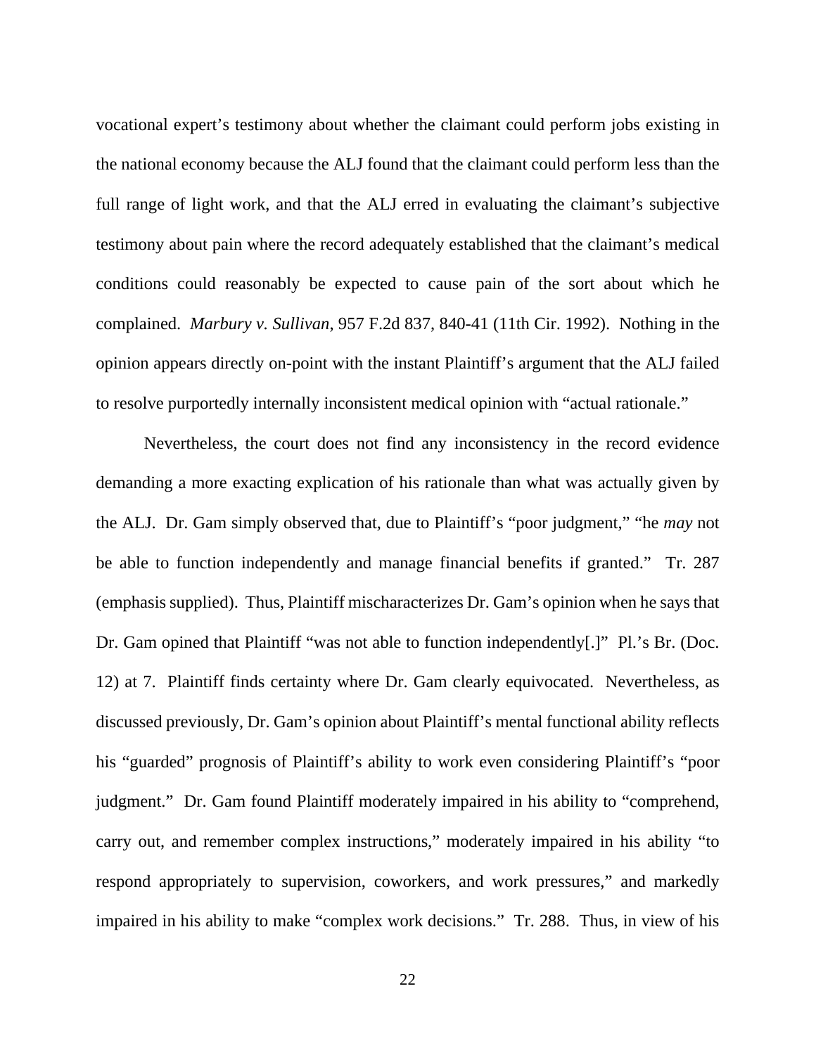vocational expert's testimony about whether the claimant could perform jobs existing in the national economy because the ALJ found that the claimant could perform less than the full range of light work, and that the ALJ erred in evaluating the claimant's subjective testimony about pain where the record adequately established that the claimant's medical conditions could reasonably be expected to cause pain of the sort about which he complained. *Marbury v. Sullivan*, 957 F.2d 837, 840-41 (11th Cir. 1992). Nothing in the opinion appears directly on-point with the instant Plaintiff's argument that the ALJ failed to resolve purportedly internally inconsistent medical opinion with "actual rationale."

Nevertheless, the court does not find any inconsistency in the record evidence demanding a more exacting explication of his rationale than what was actually given by the ALJ. Dr. Gam simply observed that, due to Plaintiff's "poor judgment," "he *may* not be able to function independently and manage financial benefits if granted." Tr. 287 (emphasis supplied). Thus, Plaintiff mischaracterizes Dr. Gam's opinion when he says that Dr. Gam opined that Plaintiff "was not able to function independently[.]" Pl.'s Br. (Doc. 12) at 7. Plaintiff finds certainty where Dr. Gam clearly equivocated. Nevertheless, as discussed previously, Dr. Gam's opinion about Plaintiff's mental functional ability reflects his "guarded" prognosis of Plaintiff's ability to work even considering Plaintiff's "poor judgment." Dr. Gam found Plaintiff moderately impaired in his ability to "comprehend, carry out, and remember complex instructions," moderately impaired in his ability "to respond appropriately to supervision, coworkers, and work pressures," and markedly impaired in his ability to make "complex work decisions." Tr. 288. Thus, in view of his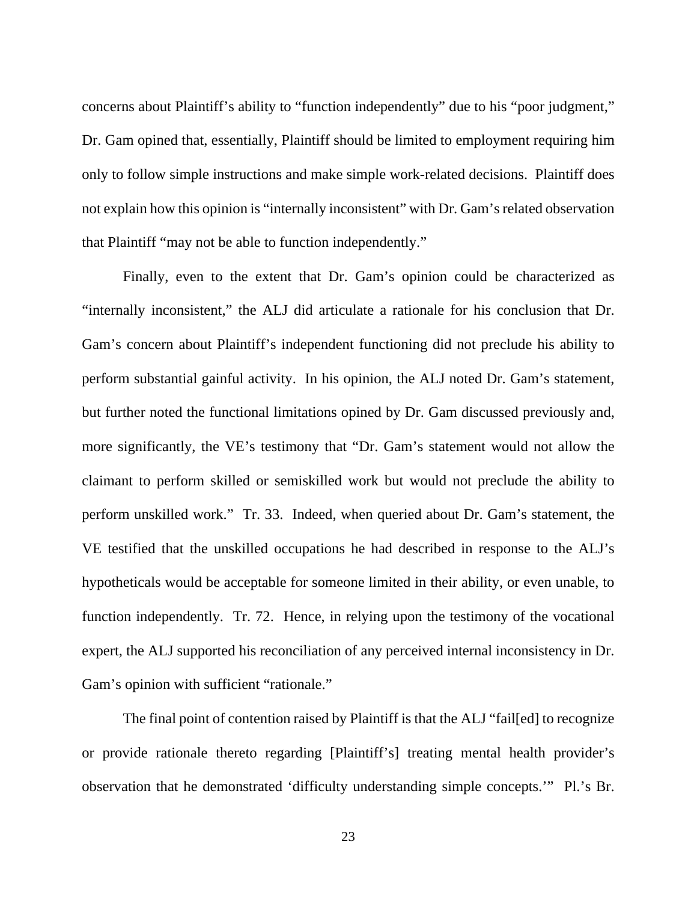concerns about Plaintiff's ability to "function independently" due to his "poor judgment," Dr. Gam opined that, essentially, Plaintiff should be limited to employment requiring him only to follow simple instructions and make simple work-related decisions. Plaintiff does not explain how this opinion is "internally inconsistent" with Dr. Gam's related observation that Plaintiff "may not be able to function independently."

Finally, even to the extent that Dr. Gam's opinion could be characterized as "internally inconsistent," the ALJ did articulate a rationale for his conclusion that Dr. Gam's concern about Plaintiff's independent functioning did not preclude his ability to perform substantial gainful activity. In his opinion, the ALJ noted Dr. Gam's statement, but further noted the functional limitations opined by Dr. Gam discussed previously and, more significantly, the VE's testimony that "Dr. Gam's statement would not allow the claimant to perform skilled or semiskilled work but would not preclude the ability to perform unskilled work." Tr. 33. Indeed, when queried about Dr. Gam's statement, the VE testified that the unskilled occupations he had described in response to the ALJ's hypotheticals would be acceptable for someone limited in their ability, or even unable, to function independently. Tr. 72. Hence, in relying upon the testimony of the vocational expert, the ALJ supported his reconciliation of any perceived internal inconsistency in Dr. Gam's opinion with sufficient "rationale."

The final point of contention raised by Plaintiff is that the ALJ "fail[ed] to recognize or provide rationale thereto regarding [Plaintiff's] treating mental health provider's observation that he demonstrated 'difficulty understanding simple concepts.'" Pl.'s Br.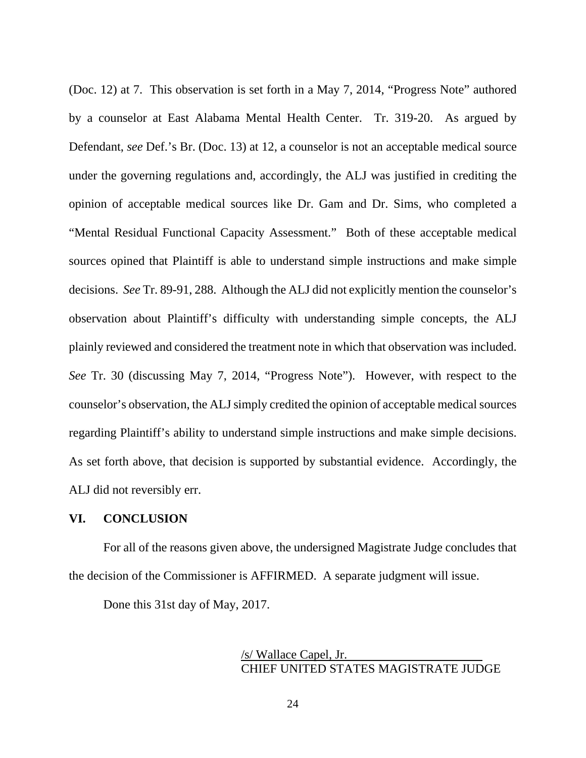(Doc. 12) at 7. This observation is set forth in a May 7, 2014, "Progress Note" authored by a counselor at East Alabama Mental Health Center. Tr. 319-20. As argued by Defendant, *see* Def.'s Br. (Doc. 13) at 12, a counselor is not an acceptable medical source under the governing regulations and, accordingly, the ALJ was justified in crediting the opinion of acceptable medical sources like Dr. Gam and Dr. Sims, who completed a "Mental Residual Functional Capacity Assessment." Both of these acceptable medical sources opined that Plaintiff is able to understand simple instructions and make simple decisions. *See* Tr. 89-91, 288. Although the ALJ did not explicitly mention the counselor's observation about Plaintiff's difficulty with understanding simple concepts, the ALJ plainly reviewed and considered the treatment note in which that observation was included. *See* Tr. 30 (discussing May 7, 2014, "Progress Note"). However, with respect to the counselor's observation, the ALJ simply credited the opinion of acceptable medical sources regarding Plaintiff's ability to understand simple instructions and make simple decisions. As set forth above, that decision is supported by substantial evidence. Accordingly, the ALJ did not reversibly err.

## VI. CONCLUSION

For all of the reasons given above, the undersigned Magistrate Judge concludes that the decision of the Commissioner is AFFIRMED. A separate judgment will issue.

Done this 31st day of May, 2017.

/s/ Wallace Capel, Jr.
CHIEF UNITED STATES MAGISTRATE JUDGE